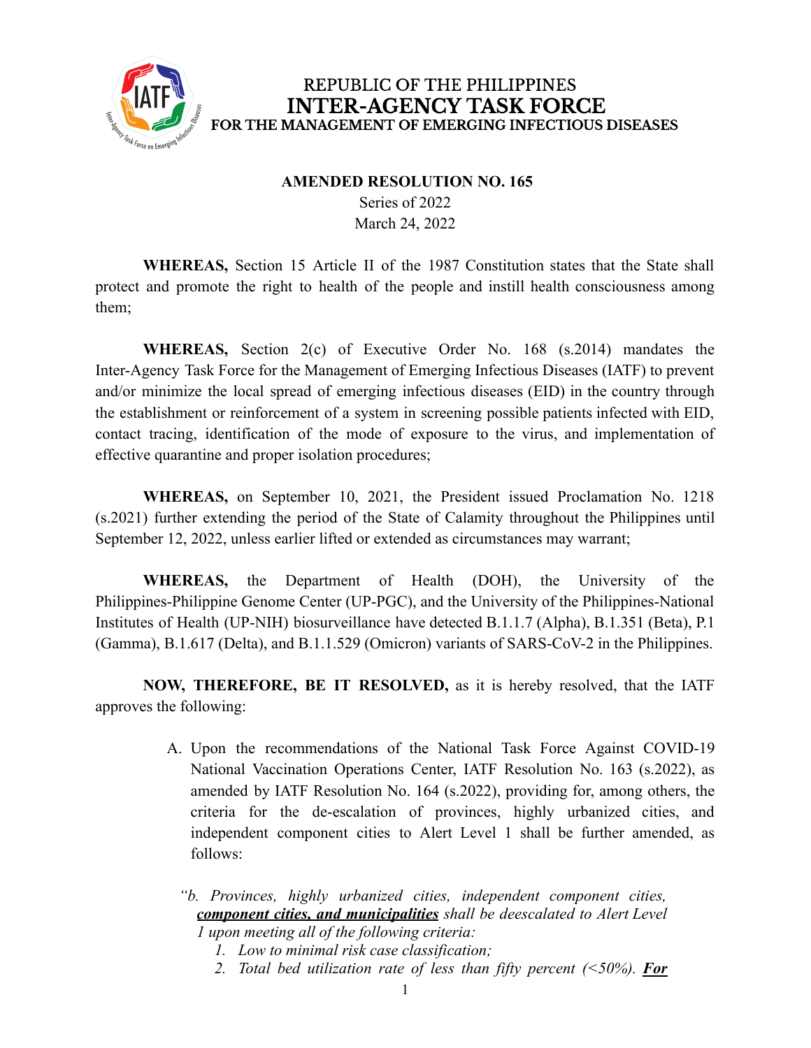REPUBLIC OF THE PHILIPPINES
# INTER-AGENCY TASK FORCE
FOR THE MANAGEMENT OF EMERGING INFECTIOUS DISEASES

**AMENDED RESOLUTION NO. 165**
Series of 2022
March 24, 2022

**WHEREAS,** Section 15 Article II of the 1987 Constitution states that the State shall protect and promote the right to health of the people and instill health consciousness among them;

**WHEREAS,** Section 2(c) of Executive Order No. 168 (s.2014) mandates the Inter-Agency Task Force for the Management of Emerging Infectious Diseases (IATF) to prevent and/or minimize the local spread of emerging infectious diseases (EID) in the country through the establishment or reinforcement of a system in screening possible patients infected with EID, contact tracing, identification of the mode of exposure to the virus, and implementation of effective quarantine and proper isolation procedures;

**WHEREAS,** on September 10, 2021, the President issued Proclamation No. 1218 (s.2021) further extending the period of the State of Calamity throughout the Philippines until September 12, 2022, unless earlier lifted or extended as circumstances may warrant;

**WHEREAS,** the Department of Health (DOH), the University of the Philippines-Philippine Genome Center (UP-PGC), and the University of the Philippines-National Institutes of Health (UP-NIH) biosurveillance have detected B.1.1.7 (Alpha), B.1.351 (Beta), P.1 (Gamma), B.1.617 (Delta), and B.1.1.529 (Omicron) variants of SARS-CoV-2 in the Philippines.

**NOW, THEREFORE, BE IT RESOLVED,** as it is hereby resolved, that the IATF approves the following:

A. Upon the recommendations of the National Task Force Against COVID-19 National Vaccination Operations Center, IATF Resolution No. 163 (s.2022), as amended by IATF Resolution No. 164 (s.2022), providing for, among others, the criteria for the de-escalation of provinces, highly urbanized cities, and independent component cities to Alert Level 1 shall be further amended, as follows:

*"b. Provinces, highly urbanized cities, independent component cities, **component cities, and municipalities** shall be deescalated to Alert Level 1 upon meeting all of the following criteria:*

1. *Low to minimal risk case classification;*
2. *Total bed utilization rate of less than fifty percent (<50%). **For***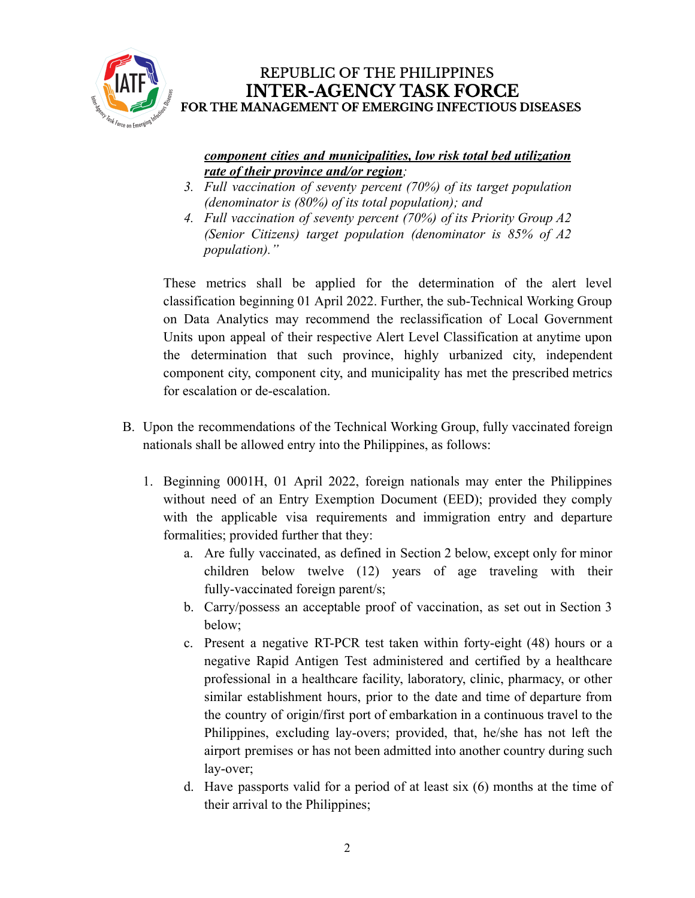***component cities and municipalities, low risk total bed utilization rate of their province and/or region***;

3. *Full vaccination of seventy percent (70%) of its target population (denominator is (80%) of its total population); and*
4. *Full vaccination of seventy percent (70%) of its Priority Group A2 (Senior Citizens) target population (denominator is 85% of A2 population)."*

These metrics shall be applied for the determination of the alert level classification beginning 01 April 2022. Further, the sub-Technical Working Group on Data Analytics may recommend the reclassification of Local Government Units upon appeal of their respective Alert Level Classification at anytime upon the determination that such province, highly urbanized city, independent component city, component city, and municipality has met the prescribed metrics for escalation or de-escalation.

B. Upon the recommendations of the Technical Working Group, fully vaccinated foreign nationals shall be allowed entry into the Philippines, as follows:

   1. Beginning 0001H, 01 April 2022, foreign nationals may enter the Philippines without need of an Entry Exemption Document (EED); provided they comply with the applicable visa requirements and immigration entry and departure formalities; provided further that they:
      a. Are fully vaccinated, as defined in Section 2 below, except only for minor children below twelve (12) years of age traveling with their fully-vaccinated foreign parent/s;
      b. Carry/possess an acceptable proof of vaccination, as set out in Section 3 below;
      c. Present a negative RT-PCR test taken within forty-eight (48) hours or a negative Rapid Antigen Test administered and certified by a healthcare professional in a healthcare facility, laboratory, clinic, pharmacy, or other similar establishment hours, prior to the date and time of departure from the country of origin/first port of embarkation in a continuous travel to the Philippines, excluding lay-overs; provided, that, he/she has not left the airport premises or has not been admitted into another country during such lay-over;
      d. Have passports valid for a period of at least six (6) months at the time of their arrival to the Philippines;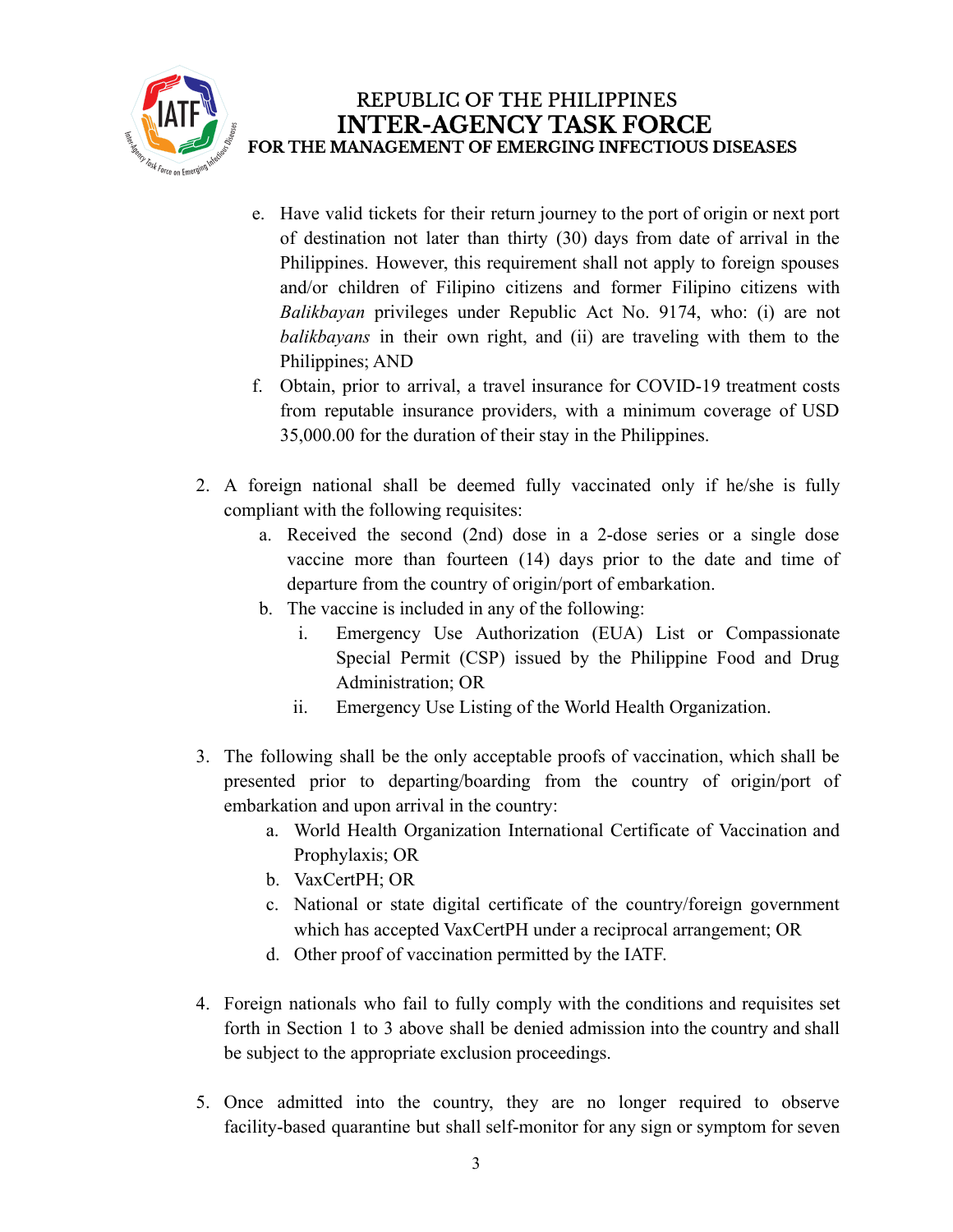e. Have valid tickets for their return journey to the port of origin or next port of destination not later than thirty (30) days from date of arrival in the Philippines. However, this requirement shall not apply to foreign spouses and/or children of Filipino citizens and former Filipino citizens with *Balikbayan* privileges under Republic Act No. 9174, who: (i) are not *balikbayans* in their own right, and (ii) are traveling with them to the Philippines; AND

f. Obtain, prior to arrival, a travel insurance for COVID-19 treatment costs from reputable insurance providers, with a minimum coverage of USD 35,000.00 for the duration of their stay in the Philippines.

2. A foreign national shall be deemed fully vaccinated only if he/she is fully compliant with the following requisites:
   a. Received the second (2nd) dose in a 2-dose series or a single dose vaccine more than fourteen (14) days prior to the date and time of departure from the country of origin/port of embarkation.
   b. The vaccine is included in any of the following:
      i. Emergency Use Authorization (EUA) List or Compassionate Special Permit (CSP) issued by the Philippine Food and Drug Administration; OR
      ii. Emergency Use Listing of the World Health Organization.

3. The following shall be the only acceptable proofs of vaccination, which shall be presented prior to departing/boarding from the country of origin/port of embarkation and upon arrival in the country:
   a. World Health Organization International Certificate of Vaccination and Prophylaxis; OR
   b. VaxCertPH; OR
   c. National or state digital certificate of the country/foreign government which has accepted VaxCertPH under a reciprocal arrangement; OR
   d. Other proof of vaccination permitted by the IATF.

4. Foreign nationals who fail to fully comply with the conditions and requisites set forth in Section 1 to 3 above shall be denied admission into the country and shall be subject to the appropriate exclusion proceedings.

5. Once admitted into the country, they are no longer required to observe facility-based quarantine but shall self-monitor for any sign or symptom for seven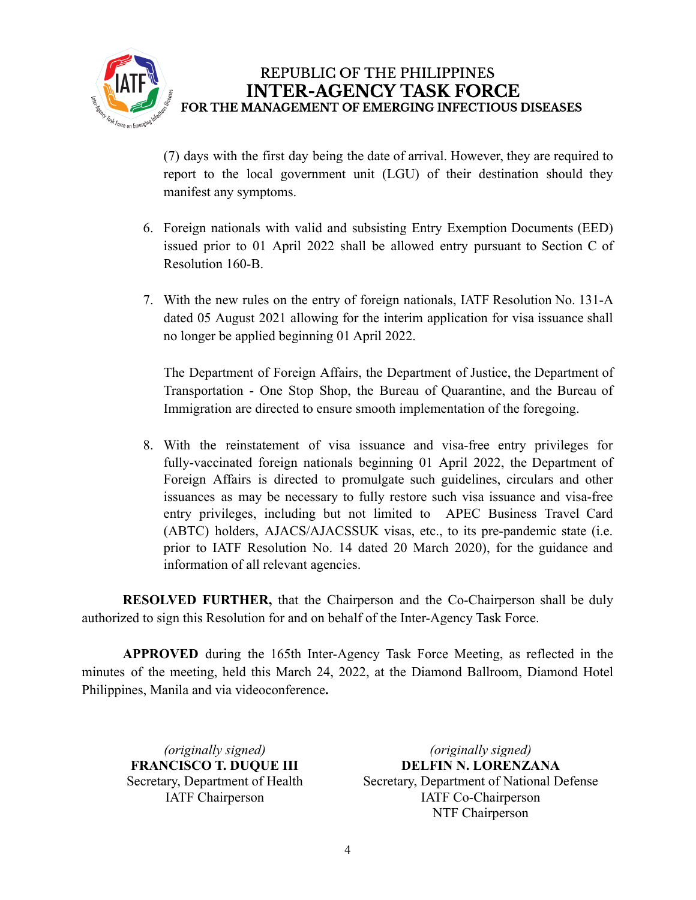(7) days with the first day being the date of arrival. However, they are required to report to the local government unit (LGU) of their destination should they manifest any symptoms.

6. Foreign nationals with valid and subsisting Entry Exemption Documents (EED) issued prior to 01 April 2022 shall be allowed entry pursuant to Section C of Resolution 160-B.

7. With the new rules on the entry of foreign nationals, IATF Resolution No. 131-A dated 05 August 2021 allowing for the interim application for visa issuance shall no longer be applied beginning 01 April 2022.

   The Department of Foreign Affairs, the Department of Justice, the Department of Transportation - One Stop Shop, the Bureau of Quarantine, and the Bureau of Immigration are directed to ensure smooth implementation of the foregoing.

8. With the reinstatement of visa issuance and visa-free entry privileges for fully-vaccinated foreign nationals beginning 01 April 2022, the Department of Foreign Affairs is directed to promulgate such guidelines, circulars and other issuances as may be necessary to fully restore such visa issuance and visa-free entry privileges, including but not limited to APEC Business Travel Card (ABTC) holders, AJACS/AJACSSUK visas, etc., to its pre-pandemic state (i.e. prior to IATF Resolution No. 14 dated 20 March 2020), for the guidance and information of all relevant agencies.

**RESOLVED FURTHER,** that the Chairperson and the Co-Chairperson shall be duly authorized to sign this Resolution for and on behalf of the Inter-Agency Task Force.

**APPROVED** during the 165th Inter-Agency Task Force Meeting, as reflected in the minutes of the meeting, held this March 24, 2022, at the Diamond Ballroom, Diamond Hotel Philippines, Manila and via videoconference**.**

*(originally signed)*
**FRANCISCO T. DUQUE III**
Secretary, Department of Health
IATF Chairperson

*(originally signed)*
**DELFIN N. LORENZANA**
Secretary, Department of National Defense
IATF Co-Chairperson
NTF Chairperson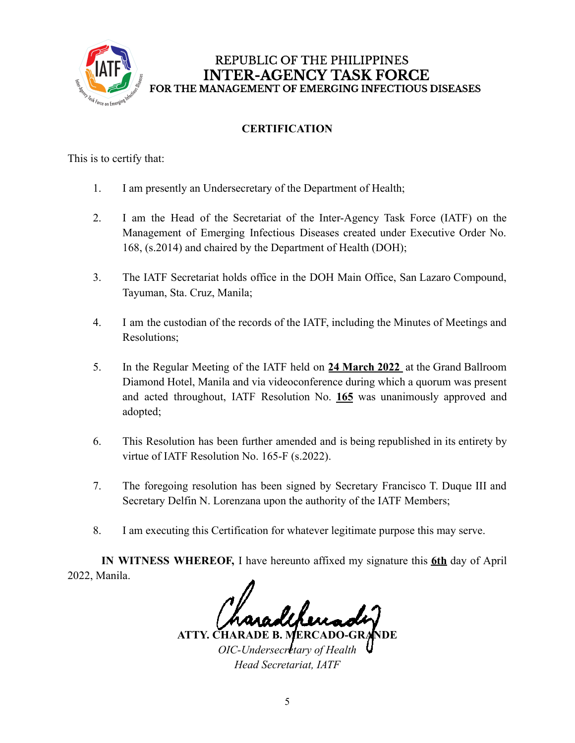REPUBLIC OF THE PHILIPPINES
**INTER-AGENCY TASK FORCE**
**FOR THE MANAGEMENT OF EMERGING INFECTIOUS DISEASES**

## CERTIFICATION

This is to certify that:

1. I am presently an Undersecretary of the Department of Health;

2. I am the Head of the Secretariat of the Inter-Agency Task Force (IATF) on the Management of Emerging Infectious Diseases created under Executive Order No. 168, (s.2014) and chaired by the Department of Health (DOH);

3. The IATF Secretariat holds office in the DOH Main Office, San Lazaro Compound, Tayuman, Sta. Cruz, Manila;

4. I am the custodian of the records of the IATF, including the Minutes of Meetings and Resolutions;

5. In the Regular Meeting of the IATF held on **24 March 2022** at the Grand Ballroom Diamond Hotel, Manila and via videoconference during which a quorum was present and acted throughout, IATF Resolution No. **165** was unanimously approved and adopted;

6. This Resolution has been further amended and is being republished in its entirety by virtue of IATF Resolution No. 165-F (s.2022).

7. The foregoing resolution has been signed by Secretary Francisco T. Duque III and Secretary Delfin N. Lorenzana upon the authority of the IATF Members;

8. I am executing this Certification for whatever legitimate purpose this may serve.

**IN WITNESS WHEREOF,** I have hereunto affixed my signature this **6th** day of April 2022, Manila.

**ATTY. CHARADE B. MERCADO-GRANDE**
*OIC-Undersecretary of Health*
*Head Secretariat, IATF*